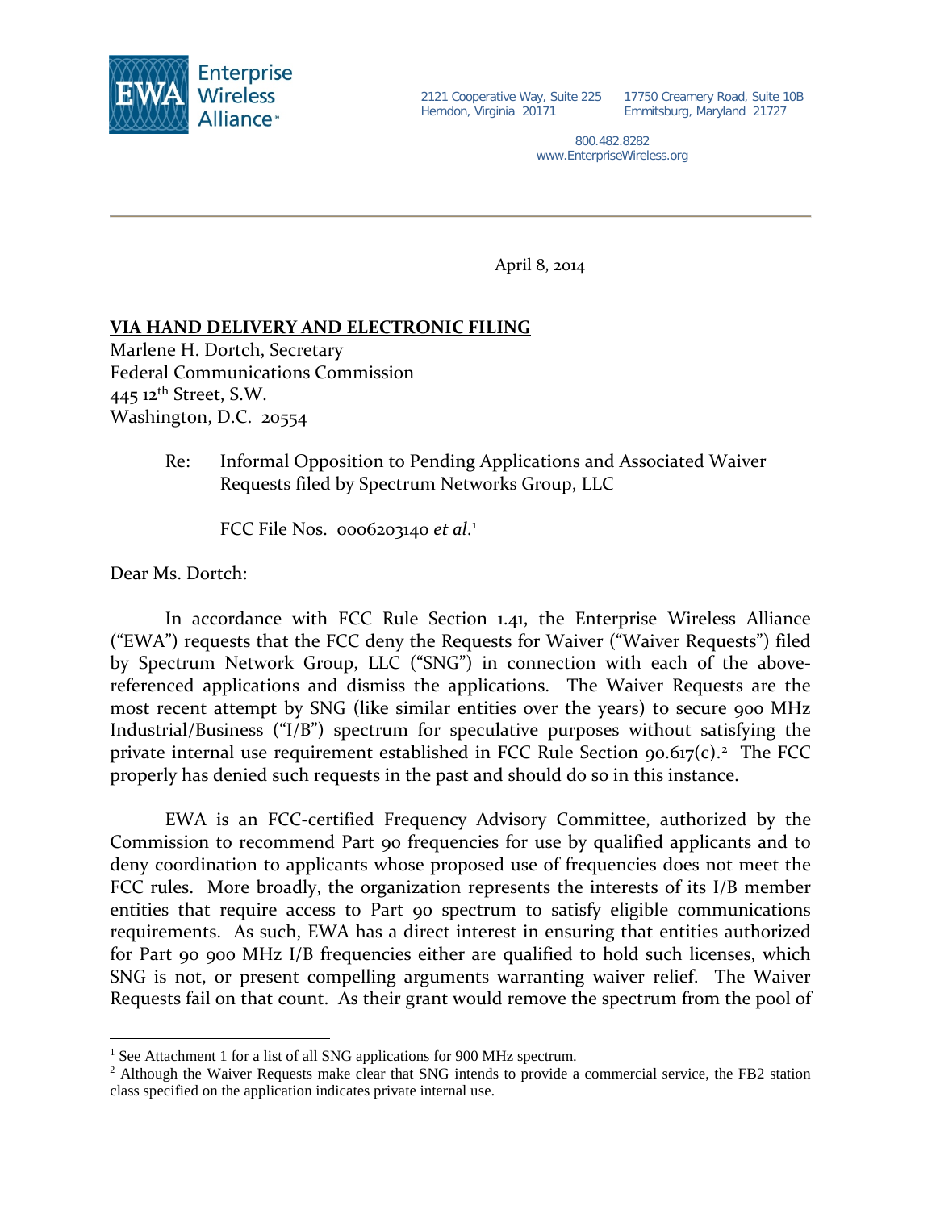Enterprise Wireless Alliance

2121 Cooperative Way, Suite 225
Herndon, Virginia 20171

17750 Creamery Road, Suite 10B
Emmitsburg, Maryland 21727

800.482.8282
www.EnterpriseWireless.org

April 8, 2014

**VIA HAND DELIVERY AND ELECTRONIC FILING**

Marlene H. Dortch, Secretary
Federal Communications Commission
445 12th Street, S.W.
Washington, D.C. 20554

Re: Informal Opposition to Pending Applications and Associated Waiver Requests filed by Spectrum Networks Group, LLC

FCC File Nos. 0006203140 *et al*.[1]

Dear Ms. Dortch:

In accordance with FCC Rule Section 1.41, the Enterprise Wireless Alliance ("EWA") requests that the FCC deny the Requests for Waiver ("Waiver Requests") filed by Spectrum Network Group, LLC ("SNG") in connection with each of the above-referenced applications and dismiss the applications. The Waiver Requests are the most recent attempt by SNG (like similar entities over the years) to secure 900 MHz Industrial/Business ("I/B") spectrum for speculative purposes without satisfying the private internal use requirement established in FCC Rule Section 90.617(c).[2] The FCC properly has denied such requests in the past and should do so in this instance.

EWA is an FCC-certified Frequency Advisory Committee, authorized by the Commission to recommend Part 90 frequencies for use by qualified applicants and to deny coordination to applicants whose proposed use of frequencies does not meet the FCC rules. More broadly, the organization represents the interests of its I/B member entities that require access to Part 90 spectrum to satisfy eligible communications requirements. As such, EWA has a direct interest in ensuring that entities authorized for Part 90 900 MHz I/B frequencies either are qualified to hold such licenses, which SNG is not, or present compelling arguments warranting waiver relief. The Waiver Requests fail on that count. As their grant would remove the spectrum from the pool of

[1] See Attachment 1 for a list of all SNG applications for 900 MHz spectrum.

[2] Although the Waiver Requests make clear that SNG intends to provide a commercial service, the FB2 station class specified on the application indicates private internal use.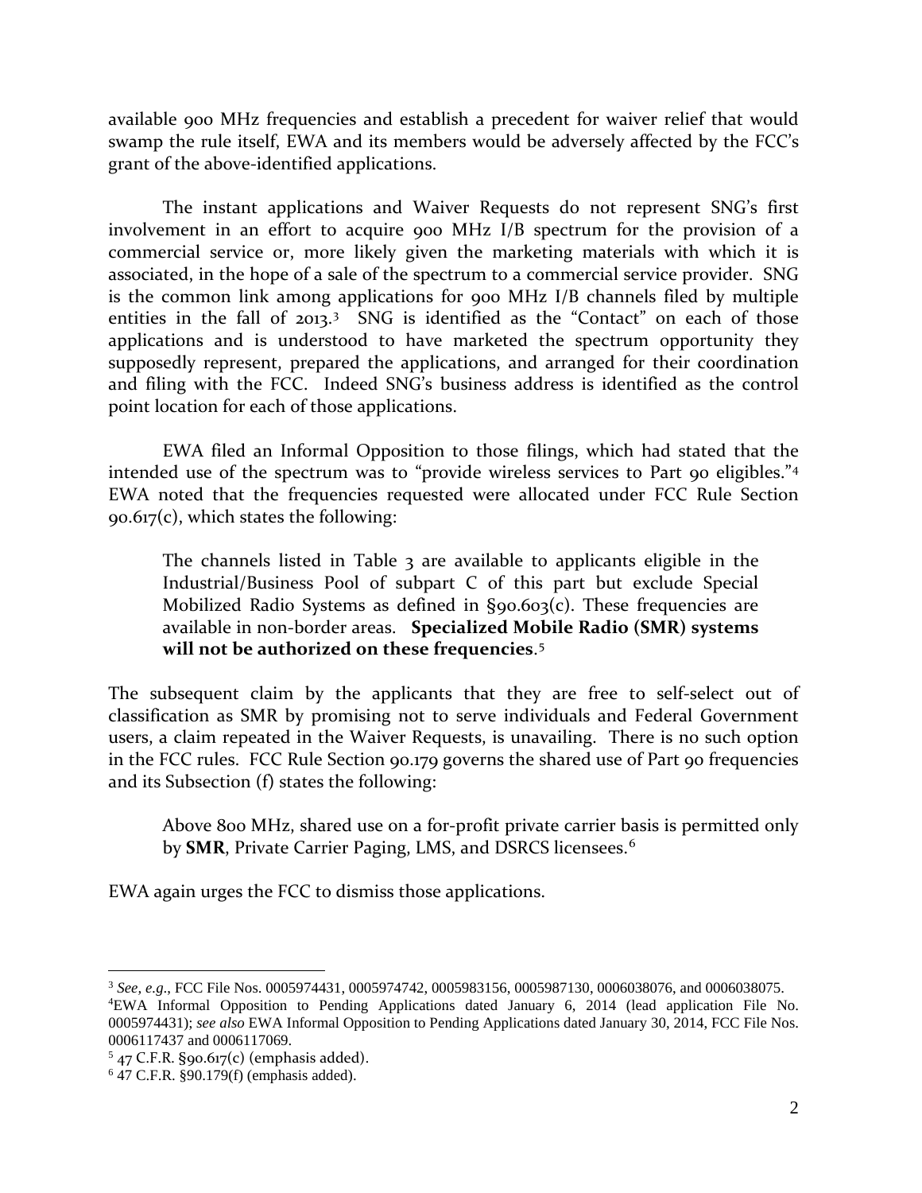available 900 MHz frequencies and establish a precedent for waiver relief that would swamp the rule itself, EWA and its members would be adversely affected by the FCC's grant of the above-identified applications.

The instant applications and Waiver Requests do not represent SNG's first involvement in an effort to acquire 900 MHz I/B spectrum for the provision of a commercial service or, more likely given the marketing materials with which it is associated, in the hope of a sale of the spectrum to a commercial service provider. SNG is the common link among applications for 900 MHz I/B channels filed by multiple entities in the fall of 2013.[3] SNG is identified as the "Contact" on each of those applications and is understood to have marketed the spectrum opportunity they supposedly represent, prepared the applications, and arranged for their coordination and filing with the FCC. Indeed SNG's business address is identified as the control point location for each of those applications.

EWA filed an Informal Opposition to those filings, which had stated that the intended use of the spectrum was to "provide wireless services to Part 90 eligibles."[4] EWA noted that the frequencies requested were allocated under FCC Rule Section 90.617(c), which states the following:

> The channels listed in Table 3 are available to applicants eligible in the Industrial/Business Pool of subpart C of this part but exclude Special Mobilized Radio Systems as defined in §90.603(c). These frequencies are available in non-border areas. **Specialized Mobile Radio (SMR) systems will not be authorized on these frequencies**.[5]

The subsequent claim by the applicants that they are free to self-select out of classification as SMR by promising not to serve individuals and Federal Government users, a claim repeated in the Waiver Requests, is unavailing. There is no such option in the FCC rules. FCC Rule Section 90.179 governs the shared use of Part 90 frequencies and its Subsection (f) states the following:

> Above 800 MHz, shared use on a for-profit private carrier basis is permitted only by **SMR**, Private Carrier Paging, LMS, and DSRCS licensees.[6]

EWA again urges the FCC to dismiss those applications.

---

[3] *See, e.g.*, FCC File Nos. 0005974431, 0005974742, 0005983156, 0005987130, 0006038076, and 0006038075.

[4] EWA Informal Opposition to Pending Applications dated January 6, 2014 (lead application File No. 0005974431); *see also* EWA Informal Opposition to Pending Applications dated January 30, 2014, FCC File Nos. 0006117437 and 0006117069.

[5] 47 C.F.R. §90.617(c) (emphasis added).

[6] 47 C.F.R. §90.179(f) (emphasis added).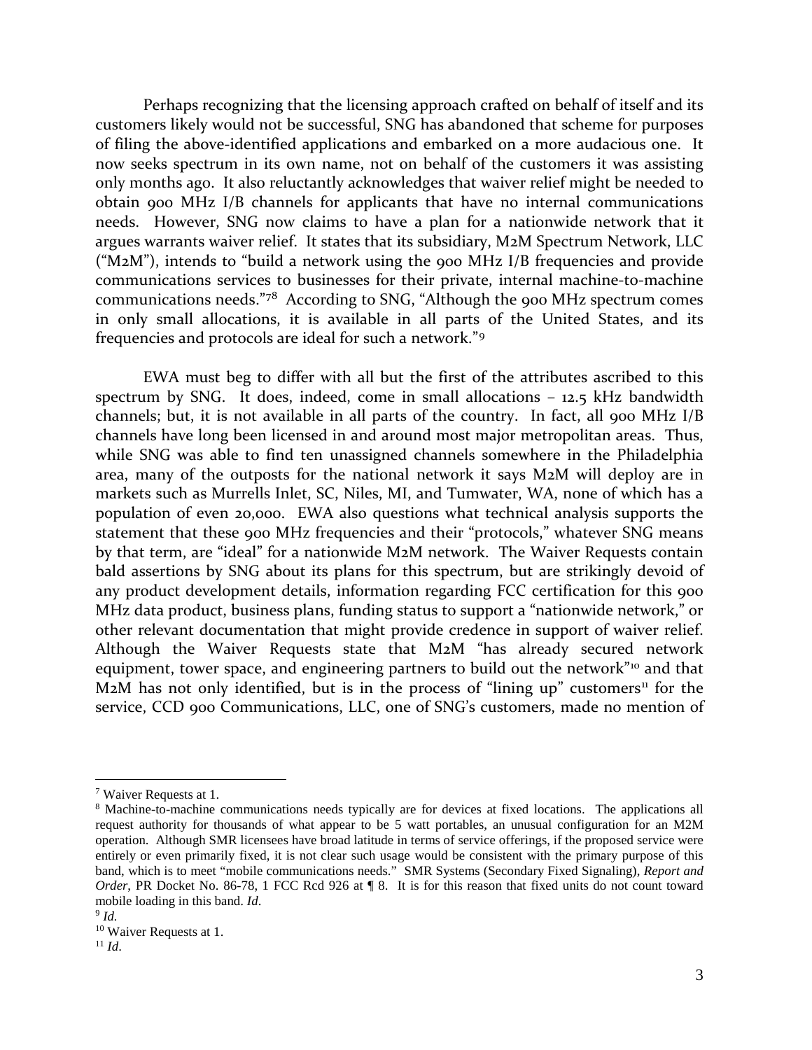Perhaps recognizing that the licensing approach crafted on behalf of itself and its customers likely would not be successful, SNG has abandoned that scheme for purposes of filing the above-identified applications and embarked on a more audacious one. It now seeks spectrum in its own name, not on behalf of the customers it was assisting only months ago. It also reluctantly acknowledges that waiver relief might be needed to obtain 900 MHz I/B channels for applicants that have no internal communications needs. However, SNG now claims to have a plan for a nationwide network that it argues warrants waiver relief. It states that its subsidiary, M2M Spectrum Network, LLC ("M2M"), intends to "build a network using the 900 MHz I/B frequencies and provide communications services to businesses for their private, internal machine-to-machine communications needs."[7][8] According to SNG, "Although the 900 MHz spectrum comes in only small allocations, it is available in all parts of the United States, and its frequencies and protocols are ideal for such a network."[9]

EWA must beg to differ with all but the first of the attributes ascribed to this spectrum by SNG. It does, indeed, come in small allocations – 12.5 kHz bandwidth channels; but, it is not available in all parts of the country. In fact, all 900 MHz I/B channels have long been licensed in and around most major metropolitan areas. Thus, while SNG was able to find ten unassigned channels somewhere in the Philadelphia area, many of the outposts for the national network it says M2M will deploy are in markets such as Murrells Inlet, SC, Niles, MI, and Tumwater, WA, none of which has a population of even 20,000. EWA also questions what technical analysis supports the statement that these 900 MHz frequencies and their "protocols," whatever SNG means by that term, are "ideal" for a nationwide M2M network. The Waiver Requests contain bald assertions by SNG about its plans for this spectrum, but are strikingly devoid of any product development details, information regarding FCC certification for this 900 MHz data product, business plans, funding status to support a "nationwide network," or other relevant documentation that might provide credence in support of waiver relief. Although the Waiver Requests state that M2M "has already secured network equipment, tower space, and engineering partners to build out the network"[10] and that M2M has not only identified, but is in the process of "lining up" customers[11] for the service, CCD 900 Communications, LLC, one of SNG's customers, made no mention of

---

[7] Waiver Requests at 1.

[8] Machine-to-machine communications needs typically are for devices at fixed locations. The applications all request authority for thousands of what appear to be 5 watt portables, an unusual configuration for an M2M operation. Although SMR licensees have broad latitude in terms of service offerings, if the proposed service were entirely or even primarily fixed, it is not clear such usage would be consistent with the primary purpose of this band, which is to meet "mobile communications needs." SMR Systems (Secondary Fixed Signaling), *Report and Order*, PR Docket No. 86-78, 1 FCC Rcd 926 at ¶ 8. It is for this reason that fixed units do not count toward mobile loading in this band. *Id*.

[9] *Id.*

[10] Waiver Requests at 1.

[11] *Id*.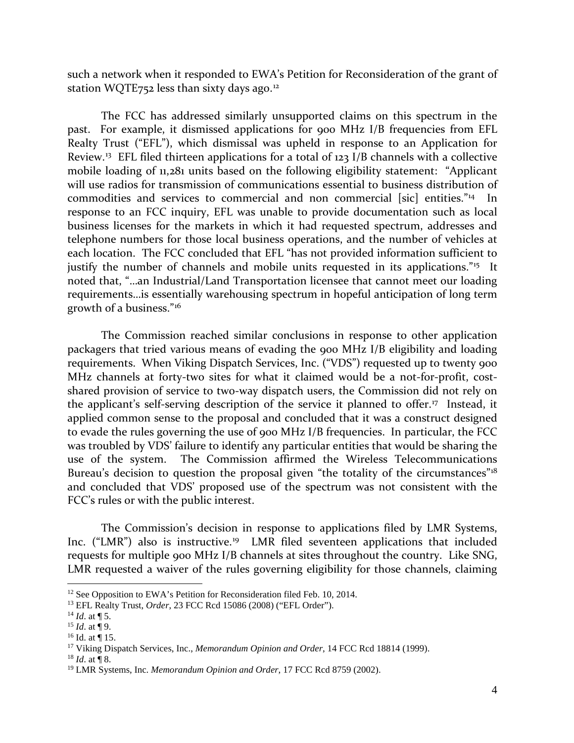such a network when it responded to EWA's Petition for Reconsideration of the grant of station WQTE752 less than sixty days ago.[12]

The FCC has addressed similarly unsupported claims on this spectrum in the past. For example, it dismissed applications for 900 MHz I/B frequencies from EFL Realty Trust ("EFL"), which dismissal was upheld in response to an Application for Review.[13] EFL filed thirteen applications for a total of 123 I/B channels with a collective mobile loading of 11,281 units based on the following eligibility statement: "Applicant will use radios for transmission of communications essential to business distribution of commodities and services to commercial and non commercial [sic] entities."[14] In response to an FCC inquiry, EFL was unable to provide documentation such as local business licenses for the markets in which it had requested spectrum, addresses and telephone numbers for those local business operations, and the number of vehicles at each location. The FCC concluded that EFL "has not provided information sufficient to justify the number of channels and mobile units requested in its applications."[15] It noted that, "…an Industrial/Land Transportation licensee that cannot meet our loading requirements…is essentially warehousing spectrum in hopeful anticipation of long term growth of a business."[16]

The Commission reached similar conclusions in response to other application packagers that tried various means of evading the 900 MHz I/B eligibility and loading requirements. When Viking Dispatch Services, Inc. ("VDS") requested up to twenty 900 MHz channels at forty-two sites for what it claimed would be a not-for-profit, cost-shared provision of service to two-way dispatch users, the Commission did not rely on the applicant's self-serving description of the service it planned to offer.[17] Instead, it applied common sense to the proposal and concluded that it was a construct designed to evade the rules governing the use of 900 MHz I/B frequencies. In particular, the FCC was troubled by VDS' failure to identify any particular entities that would be sharing the use of the system. The Commission affirmed the Wireless Telecommunications Bureau's decision to question the proposal given "the totality of the circumstances"[18] and concluded that VDS' proposed use of the spectrum was not consistent with the FCC's rules or with the public interest.

The Commission's decision in response to applications filed by LMR Systems, Inc. ("LMR") also is instructive.[19] LMR filed seventeen applications that included requests for multiple 900 MHz I/B channels at sites throughout the country. Like SNG, LMR requested a waiver of the rules governing eligibility for those channels, claiming

---

[12] See Opposition to EWA's Petition for Reconsideration filed Feb. 10, 2014.

[13] EFL Realty Trust, *Order*, 23 FCC Rcd 15086 (2008) ("EFL Order").

[14] *Id*. at ¶ 5.

[15] *Id*. at ¶ 9.

[16] Id. at ¶ 15.

[17] Viking Dispatch Services, Inc., *Memorandum Opinion and Order*, 14 FCC Rcd 18814 (1999).

[18] *Id*. at ¶ 8.

[19] LMR Systems, Inc. *Memorandum Opinion and Order*, 17 FCC Rcd 8759 (2002).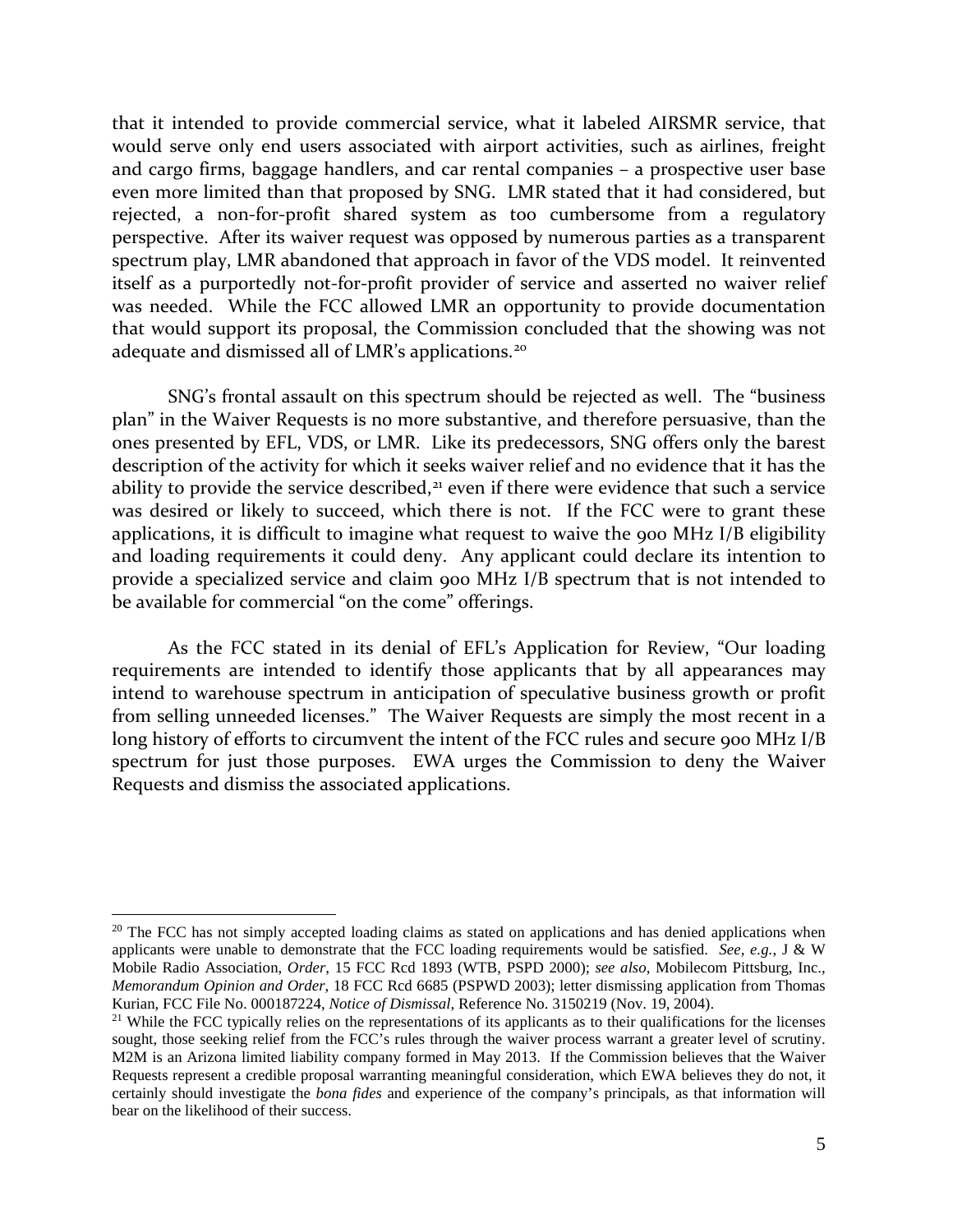that it intended to provide commercial service, what it labeled AIRSMR service, that would serve only end users associated with airport activities, such as airlines, freight and cargo firms, baggage handlers, and car rental companies – a prospective user base even more limited than that proposed by SNG. LMR stated that it had considered, but rejected, a non-for-profit shared system as too cumbersome from a regulatory perspective. After its waiver request was opposed by numerous parties as a transparent spectrum play, LMR abandoned that approach in favor of the VDS model. It reinvented itself as a purportedly not-for-profit provider of service and asserted no waiver relief was needed. While the FCC allowed LMR an opportunity to provide documentation that would support its proposal, the Commission concluded that the showing was not adequate and dismissed all of LMR's applications.[20]

SNG's frontal assault on this spectrum should be rejected as well. The "business plan" in the Waiver Requests is no more substantive, and therefore persuasive, than the ones presented by EFL, VDS, or LMR. Like its predecessors, SNG offers only the barest description of the activity for which it seeks waiver relief and no evidence that it has the ability to provide the service described,[21] even if there were evidence that such a service was desired or likely to succeed, which there is not. If the FCC were to grant these applications, it is difficult to imagine what request to waive the 900 MHz I/B eligibility and loading requirements it could deny. Any applicant could declare its intention to provide a specialized service and claim 900 MHz I/B spectrum that is not intended to be available for commercial "on the come" offerings.

As the FCC stated in its denial of EFL's Application for Review, "Our loading requirements are intended to identify those applicants that by all appearances may intend to warehouse spectrum in anticipation of speculative business growth or profit from selling unneeded licenses." The Waiver Requests are simply the most recent in a long history of efforts to circumvent the intent of the FCC rules and secure 900 MHz I/B spectrum for just those purposes. EWA urges the Commission to deny the Waiver Requests and dismiss the associated applications.

---

[20] The FCC has not simply accepted loading claims as stated on applications and has denied applications when applicants were unable to demonstrate that the FCC loading requirements would be satisfied. *See, e.g.*, J & W Mobile Radio Association, *Order*, 15 FCC Rcd 1893 (WTB, PSPD 2000); *see also*, Mobilecom Pittsburg, Inc., *Memorandum Opinion and Order*, 18 FCC Rcd 6685 (PSPWD 2003); letter dismissing application from Thomas Kurian, FCC File No. 000187224, *Notice of Dismissal*, Reference No. 3150219 (Nov. 19, 2004).

[21] While the FCC typically relies on the representations of its applicants as to their qualifications for the licenses sought, those seeking relief from the FCC's rules through the waiver process warrant a greater level of scrutiny. M2M is an Arizona limited liability company formed in May 2013. If the Commission believes that the Waiver Requests represent a credible proposal warranting meaningful consideration, which EWA believes they do not, it certainly should investigate the *bona fides* and experience of the company's principals, as that information will bear on the likelihood of their success.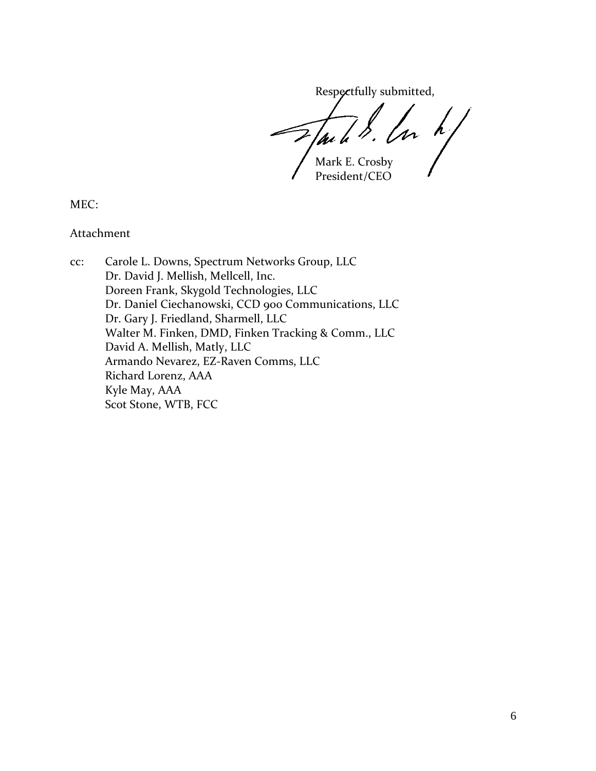Respectfully submitted,

Mark E. Crosby
President/CEO

MEC:

Attachment

cc: Carole L. Downs, Spectrum Networks Group, LLC
Dr. David J. Mellish, Mellcell, Inc.
Doreen Frank, Skygold Technologies, LLC
Dr. Daniel Ciechanowski, CCD 900 Communications, LLC
Dr. Gary J. Friedland, Sharmell, LLC
Walter M. Finken, DMD, Finken Tracking & Comm., LLC
David A. Mellish, Matly, LLC
Armando Nevarez, EZ-Raven Comms, LLC
Richard Lorenz, AAA
Kyle May, AAA
Scot Stone, WTB, FCC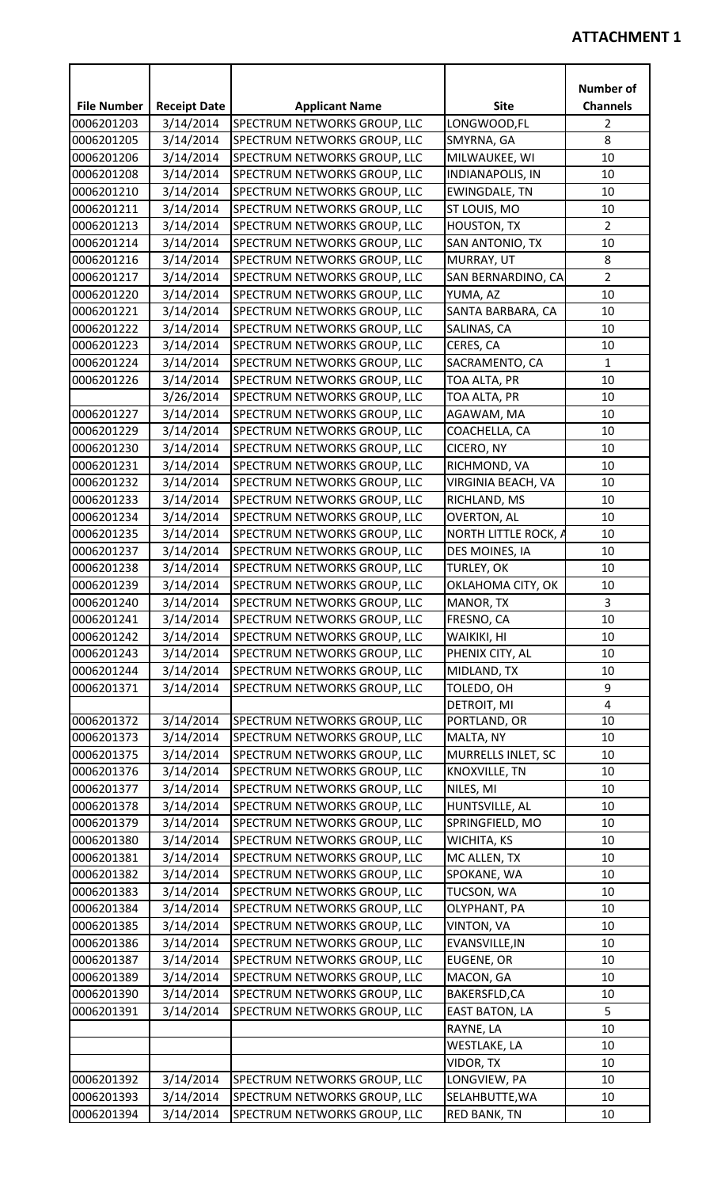**ATTACHMENT 1**

| File Number | Receipt Date | Applicant Name | Site | Number of Channels |
|---|---|---|---|---|
| 0006201203 | 3/14/2014 | SPECTRUM NETWORKS GROUP, LLC | LONGWOOD,FL | 2 |
| 0006201205 | 3/14/2014 | SPECTRUM NETWORKS GROUP, LLC | SMYRNA, GA | 8 |
| 0006201206 | 3/14/2014 | SPECTRUM NETWORKS GROUP, LLC | MILWAUKEE, WI | 10 |
| 0006201208 | 3/14/2014 | SPECTRUM NETWORKS GROUP, LLC | INDIANAPOLIS, IN | 10 |
| 0006201210 | 3/14/2014 | SPECTRUM NETWORKS GROUP, LLC | EWINGDALE, TN | 10 |
| 0006201211 | 3/14/2014 | SPECTRUM NETWORKS GROUP, LLC | ST LOUIS, MO | 10 |
| 0006201213 | 3/14/2014 | SPECTRUM NETWORKS GROUP, LLC | HOUSTON, TX | 2 |
| 0006201214 | 3/14/2014 | SPECTRUM NETWORKS GROUP, LLC | SAN ANTONIO, TX | 10 |
| 0006201216 | 3/14/2014 | SPECTRUM NETWORKS GROUP, LLC | MURRAY, UT | 8 |
| 0006201217 | 3/14/2014 | SPECTRUM NETWORKS GROUP, LLC | SAN BERNARDINO, CA | 2 |
| 0006201220 | 3/14/2014 | SPECTRUM NETWORKS GROUP, LLC | YUMA, AZ | 10 |
| 0006201221 | 3/14/2014 | SPECTRUM NETWORKS GROUP, LLC | SANTA BARBARA, CA | 10 |
| 0006201222 | 3/14/2014 | SPECTRUM NETWORKS GROUP, LLC | SALINAS, CA | 10 |
| 0006201223 | 3/14/2014 | SPECTRUM NETWORKS GROUP, LLC | CERES, CA | 10 |
| 0006201224 | 3/14/2014 | SPECTRUM NETWORKS GROUP, LLC | SACRAMENTO, CA | 1 |
| 0006201226 | 3/14/2014 | SPECTRUM NETWORKS GROUP, LLC | TOA ALTA, PR | 10 |
| | 3/26/2014 | SPECTRUM NETWORKS GROUP, LLC | TOA ALTA, PR | 10 |
| 0006201227 | 3/14/2014 | SPECTRUM NETWORKS GROUP, LLC | AGAWAM, MA | 10 |
| 0006201229 | 3/14/2014 | SPECTRUM NETWORKS GROUP, LLC | COACHELLA, CA | 10 |
| 0006201230 | 3/14/2014 | SPECTRUM NETWORKS GROUP, LLC | CICERO, NY | 10 |
| 0006201231 | 3/14/2014 | SPECTRUM NETWORKS GROUP, LLC | RICHMOND, VA | 10 |
| 0006201232 | 3/14/2014 | SPECTRUM NETWORKS GROUP, LLC | VIRGINIA BEACH, VA | 10 |
| 0006201233 | 3/14/2014 | SPECTRUM NETWORKS GROUP, LLC | RICHLAND, MS | 10 |
| 0006201234 | 3/14/2014 | SPECTRUM NETWORKS GROUP, LLC | OVERTON, AL | 10 |
| 0006201235 | 3/14/2014 | SPECTRUM NETWORKS GROUP, LLC | NORTH LITTLE ROCK, A | 10 |
| 0006201237 | 3/14/2014 | SPECTRUM NETWORKS GROUP, LLC | DES MOINES, IA | 10 |
| 0006201238 | 3/14/2014 | SPECTRUM NETWORKS GROUP, LLC | TURLEY, OK | 10 |
| 0006201239 | 3/14/2014 | SPECTRUM NETWORKS GROUP, LLC | OKLAHOMA CITY, OK | 10 |
| 0006201240 | 3/14/2014 | SPECTRUM NETWORKS GROUP, LLC | MANOR, TX | 3 |
| 0006201241 | 3/14/2014 | SPECTRUM NETWORKS GROUP, LLC | FRESNO, CA | 10 |
| 0006201242 | 3/14/2014 | SPECTRUM NETWORKS GROUP, LLC | WAIKIKI, HI | 10 |
| 0006201243 | 3/14/2014 | SPECTRUM NETWORKS GROUP, LLC | PHENIX CITY, AL | 10 |
| 0006201244 | 3/14/2014 | SPECTRUM NETWORKS GROUP, LLC | MIDLAND, TX | 10 |
| 0006201371 | 3/14/2014 | SPECTRUM NETWORKS GROUP, LLC | TOLEDO, OH | 9 |
| | | | DETROIT, MI | 4 |
| 0006201372 | 3/14/2014 | SPECTRUM NETWORKS GROUP, LLC | PORTLAND, OR | 10 |
| 0006201373 | 3/14/2014 | SPECTRUM NETWORKS GROUP, LLC | MALTA, NY | 10 |
| 0006201375 | 3/14/2014 | SPECTRUM NETWORKS GROUP, LLC | MURRELLS INLET, SC | 10 |
| 0006201376 | 3/14/2014 | SPECTRUM NETWORKS GROUP, LLC | KNOXVILLE, TN | 10 |
| 0006201377 | 3/14/2014 | SPECTRUM NETWORKS GROUP, LLC | NILES, MI | 10 |
| 0006201378 | 3/14/2014 | SPECTRUM NETWORKS GROUP, LLC | HUNTSVILLE, AL | 10 |
| 0006201379 | 3/14/2014 | SPECTRUM NETWORKS GROUP, LLC | SPRINGFIELD, MO | 10 |
| 0006201380 | 3/14/2014 | SPECTRUM NETWORKS GROUP, LLC | WICHITA, KS | 10 |
| 0006201381 | 3/14/2014 | SPECTRUM NETWORKS GROUP, LLC | MC ALLEN, TX | 10 |
| 0006201382 | 3/14/2014 | SPECTRUM NETWORKS GROUP, LLC | SPOKANE, WA | 10 |
| 0006201383 | 3/14/2014 | SPECTRUM NETWORKS GROUP, LLC | TUCSON, WA | 10 |
| 0006201384 | 3/14/2014 | SPECTRUM NETWORKS GROUP, LLC | OLYPHANT, PA | 10 |
| 0006201385 | 3/14/2014 | SPECTRUM NETWORKS GROUP, LLC | VINTON, VA | 10 |
| 0006201386 | 3/14/2014 | SPECTRUM NETWORKS GROUP, LLC | EVANSVILLE,IN | 10 |
| 0006201387 | 3/14/2014 | SPECTRUM NETWORKS GROUP, LLC | EUGENE, OR | 10 |
| 0006201389 | 3/14/2014 | SPECTRUM NETWORKS GROUP, LLC | MACON, GA | 10 |
| 0006201390 | 3/14/2014 | SPECTRUM NETWORKS GROUP, LLC | BAKERSFLD,CA | 10 |
| 0006201391 | 3/14/2014 | SPECTRUM NETWORKS GROUP, LLC | EAST BATON, LA | 5 |
| | | | RAYNE, LA | 10 |
| | | | WESTLAKE, LA | 10 |
| | | | VIDOR, TX | 10 |
| 0006201392 | 3/14/2014 | SPECTRUM NETWORKS GROUP, LLC | LONGVIEW, PA | 10 |
| 0006201393 | 3/14/2014 | SPECTRUM NETWORKS GROUP, LLC | SELAHBUTTE,WA | 10 |
| 0006201394 | 3/14/2014 | SPECTRUM NETWORKS GROUP, LLC | RED BANK, TN | 10 |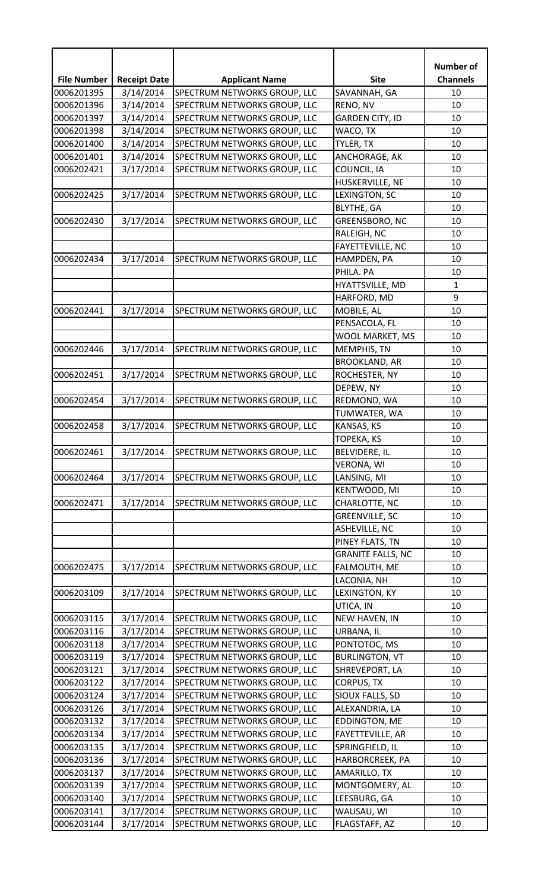| File Number | Receipt Date | Applicant Name | Site | Number of Channels |
|---|---|---|---|---|
| 0006201395 | 3/14/2014 | SPECTRUM NETWORKS GROUP, LLC | SAVANNAH, GA | 10 |
| 0006201396 | 3/14/2014 | SPECTRUM NETWORKS GROUP, LLC | RENO, NV | 10 |
| 0006201397 | 3/14/2014 | SPECTRUM NETWORKS GROUP, LLC | GARDEN CITY, ID | 10 |
| 0006201398 | 3/14/2014 | SPECTRUM NETWORKS GROUP, LLC | WACO, TX | 10 |
| 0006201400 | 3/14/2014 | SPECTRUM NETWORKS GROUP, LLC | TYLER, TX | 10 |
| 0006201401 | 3/14/2014 | SPECTRUM NETWORKS GROUP, LLC | ANCHORAGE, AK | 10 |
| 0006202421 | 3/17/2014 | SPECTRUM NETWORKS GROUP, LLC | COUNCIL, IA | 10 |
| | | | HUSKERVILLE, NE | 10 |
| 0006202425 | 3/17/2014 | SPECTRUM NETWORKS GROUP, LLC | LEXINGTON, SC | 10 |
| | | | BLYTHE, GA | 10 |
| 0006202430 | 3/17/2014 | SPECTRUM NETWORKS GROUP, LLC | GREENSBORO, NC | 10 |
| | | | RALEIGH, NC | 10 |
| | | | FAYETTEVILLE, NC | 10 |
| 0006202434 | 3/17/2014 | SPECTRUM NETWORKS GROUP, LLC | HAMPDEN, PA | 10 |
| | | | PHILA. PA | 10 |
| | | | HYATTSVILLE, MD | 1 |
| | | | HARFORD, MD | 9 |
| 0006202441 | 3/17/2014 | SPECTRUM NETWORKS GROUP, LLC | MOBILE, AL | 10 |
| | | | PENSACOLA, FL | 10 |
| | | | WOOL MARKET, MS | 10 |
| 0006202446 | 3/17/2014 | SPECTRUM NETWORKS GROUP, LLC | MEMPHIS, TN | 10 |
| | | | BROOKLAND, AR | 10 |
| 0006202451 | 3/17/2014 | SPECTRUM NETWORKS GROUP, LLC | ROCHESTER, NY | 10 |
| | | | DEPEW, NY | 10 |
| 0006202454 | 3/17/2014 | SPECTRUM NETWORKS GROUP, LLC | REDMOND, WA | 10 |
| | | | TUMWATER, WA | 10 |
| 0006202458 | 3/17/2014 | SPECTRUM NETWORKS GROUP, LLC | KANSAS, KS | 10 |
| | | | TOPEKA, KS | 10 |
| 0006202461 | 3/17/2014 | SPECTRUM NETWORKS GROUP, LLC | BELVIDERE, IL | 10 |
| | | | VERONA, WI | 10 |
| 0006202464 | 3/17/2014 | SPECTRUM NETWORKS GROUP, LLC | LANSING, MI | 10 |
| | | | KENTWOOD, MI | 10 |
| 0006202471 | 3/17/2014 | SPECTRUM NETWORKS GROUP, LLC | CHARLOTTE, NC | 10 |
| | | | GREENVILLE, SC | 10 |
| | | | ASHEVILLE, NC | 10 |
| | | | PINEY FLATS, TN | 10 |
| | | | GRANITE FALLS, NC | 10 |
| 0006202475 | 3/17/2014 | SPECTRUM NETWORKS GROUP, LLC | FALMOUTH, ME | 10 |
| | | | LACONIA, NH | 10 |
| 0006203109 | 3/17/2014 | SPECTRUM NETWORKS GROUP, LLC | LEXINGTON, KY | 10 |
| | | | UTICA, IN | 10 |
| 0006203115 | 3/17/2014 | SPECTRUM NETWORKS GROUP, LLC | NEW HAVEN, IN | 10 |
| 0006203116 | 3/17/2014 | SPECTRUM NETWORKS GROUP, LLC | URBANA, IL | 10 |
| 0006203118 | 3/17/2014 | SPECTRUM NETWORKS GROUP, LLC | PONTOTOC, MS | 10 |
| 0006203119 | 3/17/2014 | SPECTRUM NETWORKS GROUP, LLC | BURLINGTON, VT | 10 |
| 0006203121 | 3/17/2014 | SPECTRUM NETWORKS GROUP, LLC | SHREVEPORT, LA | 10 |
| 0006203122 | 3/17/2014 | SPECTRUM NETWORKS GROUP, LLC | CORPUS, TX | 10 |
| 0006203124 | 3/17/2014 | SPECTRUM NETWORKS GROUP, LLC | SIOUX FALLS, SD | 10 |
| 0006203126 | 3/17/2014 | SPECTRUM NETWORKS GROUP, LLC | ALEXANDRIA, LA | 10 |
| 0006203132 | 3/17/2014 | SPECTRUM NETWORKS GROUP, LLC | EDDINGTON, ME | 10 |
| 0006203134 | 3/17/2014 | SPECTRUM NETWORKS GROUP, LLC | FAYETTEVILLE, AR | 10 |
| 0006203135 | 3/17/2014 | SPECTRUM NETWORKS GROUP, LLC | SPRINGFIELD, IL | 10 |
| 0006203136 | 3/17/2014 | SPECTRUM NETWORKS GROUP, LLC | HARBORCREEK, PA | 10 |
| 0006203137 | 3/17/2014 | SPECTRUM NETWORKS GROUP, LLC | AMARILLO, TX | 10 |
| 0006203139 | 3/17/2014 | SPECTRUM NETWORKS GROUP, LLC | MONTGOMERY, AL | 10 |
| 0006203140 | 3/17/2014 | SPECTRUM NETWORKS GROUP, LLC | LEESBURG, GA | 10 |
| 0006203141 | 3/17/2014 | SPECTRUM NETWORKS GROUP, LLC | WAUSAU, WI | 10 |
| 0006203144 | 3/17/2014 | SPECTRUM NETWORKS GROUP, LLC | FLAGSTAFF, AZ | 10 |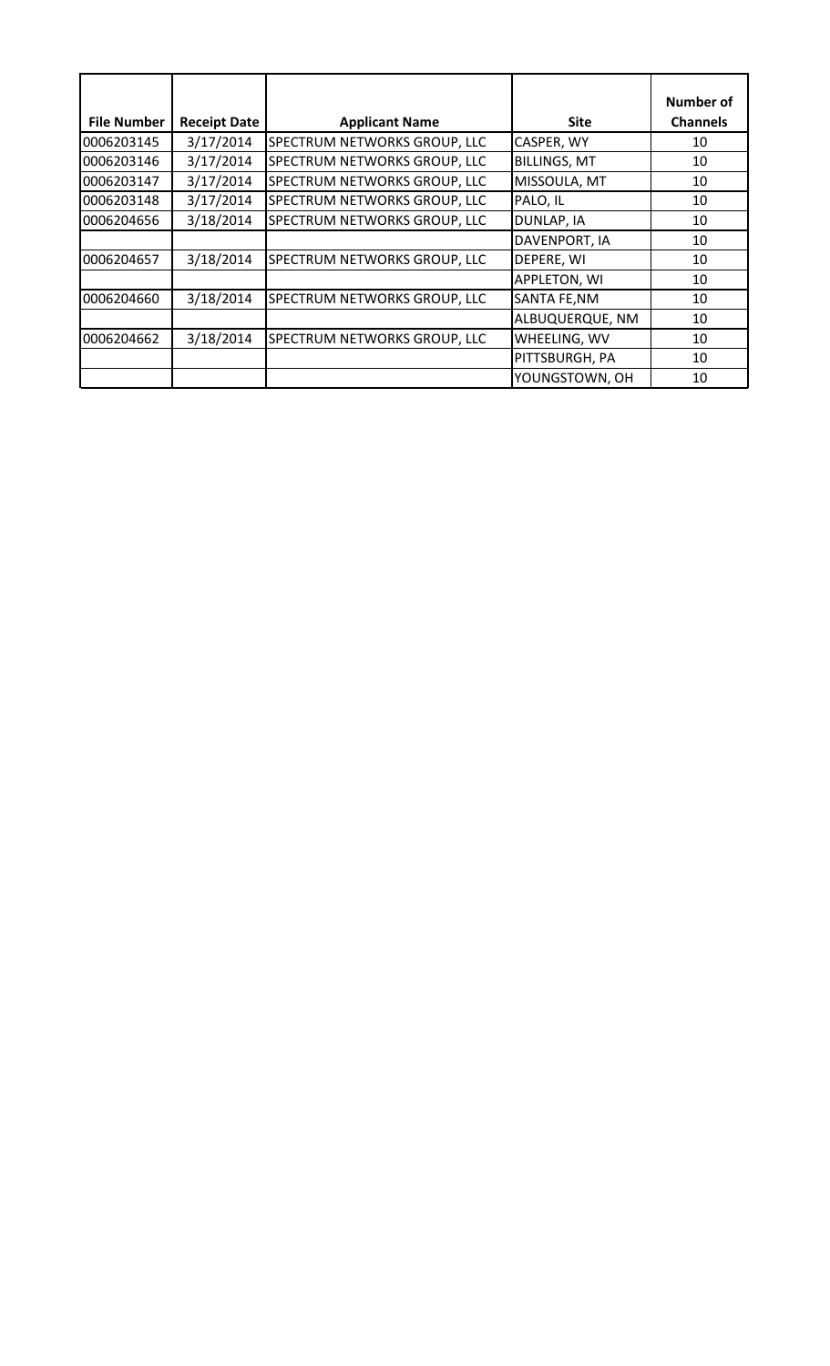| File Number | Receipt Date | Applicant Name | Site | Number of Channels |
|---|---|---|---|---|
| 0006203145 | 3/17/2014 | SPECTRUM NETWORKS GROUP, LLC | CASPER, WY | 10 |
| 0006203146 | 3/17/2014 | SPECTRUM NETWORKS GROUP, LLC | BILLINGS, MT | 10 |
| 0006203147 | 3/17/2014 | SPECTRUM NETWORKS GROUP, LLC | MISSOULA, MT | 10 |
| 0006203148 | 3/17/2014 | SPECTRUM NETWORKS GROUP, LLC | PALO, IL | 10 |
| 0006204656 | 3/18/2014 | SPECTRUM NETWORKS GROUP, LLC | DUNLAP, IA | 10 |
| | | | DAVENPORT, IA | 10 |
| 0006204657 | 3/18/2014 | SPECTRUM NETWORKS GROUP, LLC | DEPERE, WI | 10 |
| | | | APPLETON, WI | 10 |
| 0006204660 | 3/18/2014 | SPECTRUM NETWORKS GROUP, LLC | SANTA FE,NM | 10 |
| | | | ALBUQUERQUE, NM | 10 |
| 0006204662 | 3/18/2014 | SPECTRUM NETWORKS GROUP, LLC | WHEELING, WV | 10 |
| | | | PITTSBURGH, PA | 10 |
| | | | YOUNGSTOWN, OH | 10 |